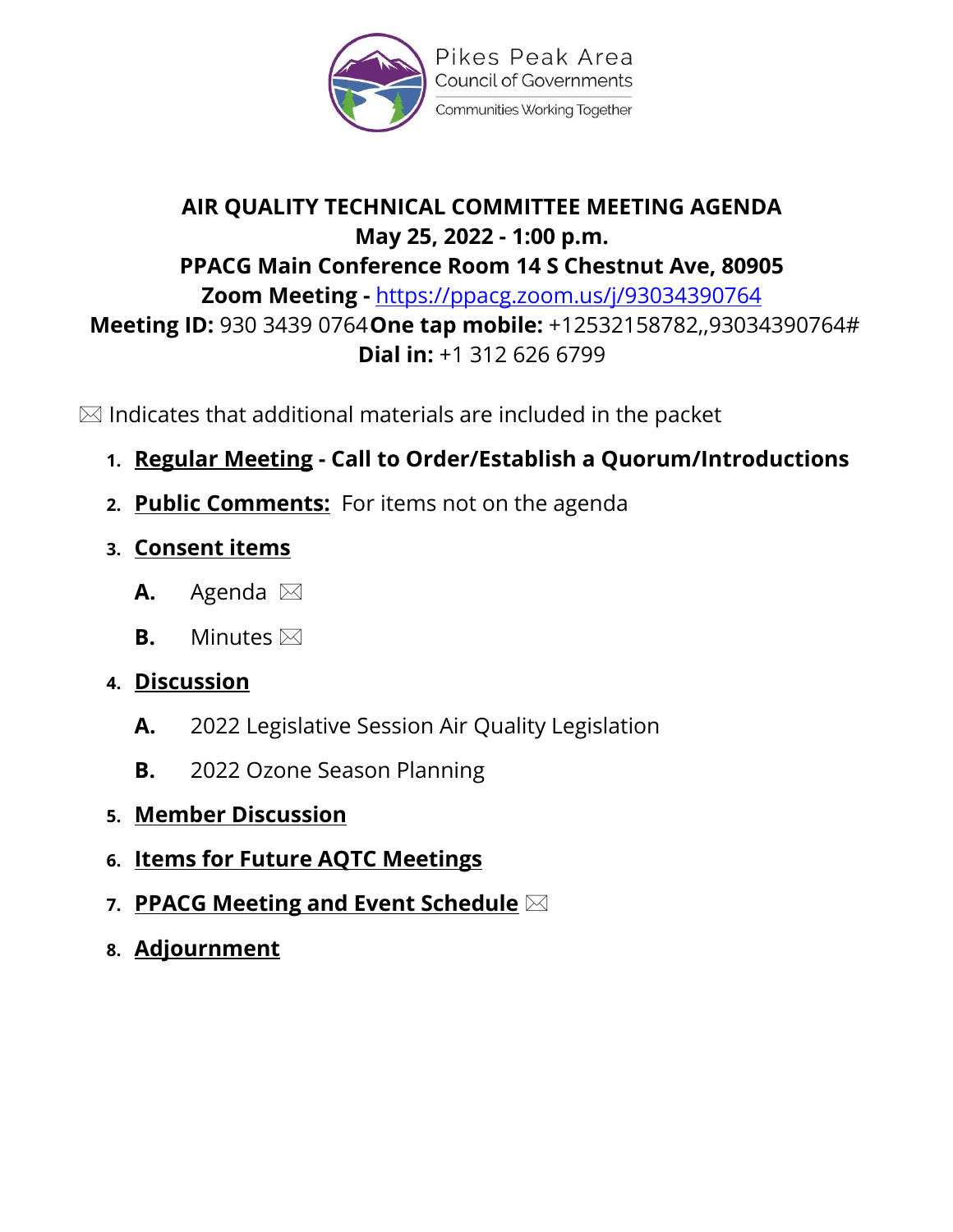Pikes Peak Area
Council of Governments
Communities Working Together

# AIR QUALITY TECHNICAL COMMITTEE MEETING AGENDA

**May 25, 2022 - 1:00 p.m.**

**PPACG Main Conference Room 14 S Chestnut Ave, 80905**

**Zoom Meeting -** https://ppacg.zoom.us/j/93034390764

**Meeting ID:** 930 3439 0764 **One tap mobile:** +12532158782,,93034390764#

**Dial in:** +1 312 626 6799

✉ Indicates that additional materials are included in the packet

1. **Regular Meeting - Call to Order/Establish a Quorum/Introductions**
2. **Public Comments:** For items not on the agenda
3. **Consent items**
   - **A.** Agenda ✉
   - **B.** Minutes ✉
4. **Discussion**
   - **A.** 2022 Legislative Session Air Quality Legislation
   - **B.** 2022 Ozone Season Planning
5. **Member Discussion**
6. **Items for Future AQTC Meetings**
7. **PPACG Meeting and Event Schedule** ✉
8. **Adjournment**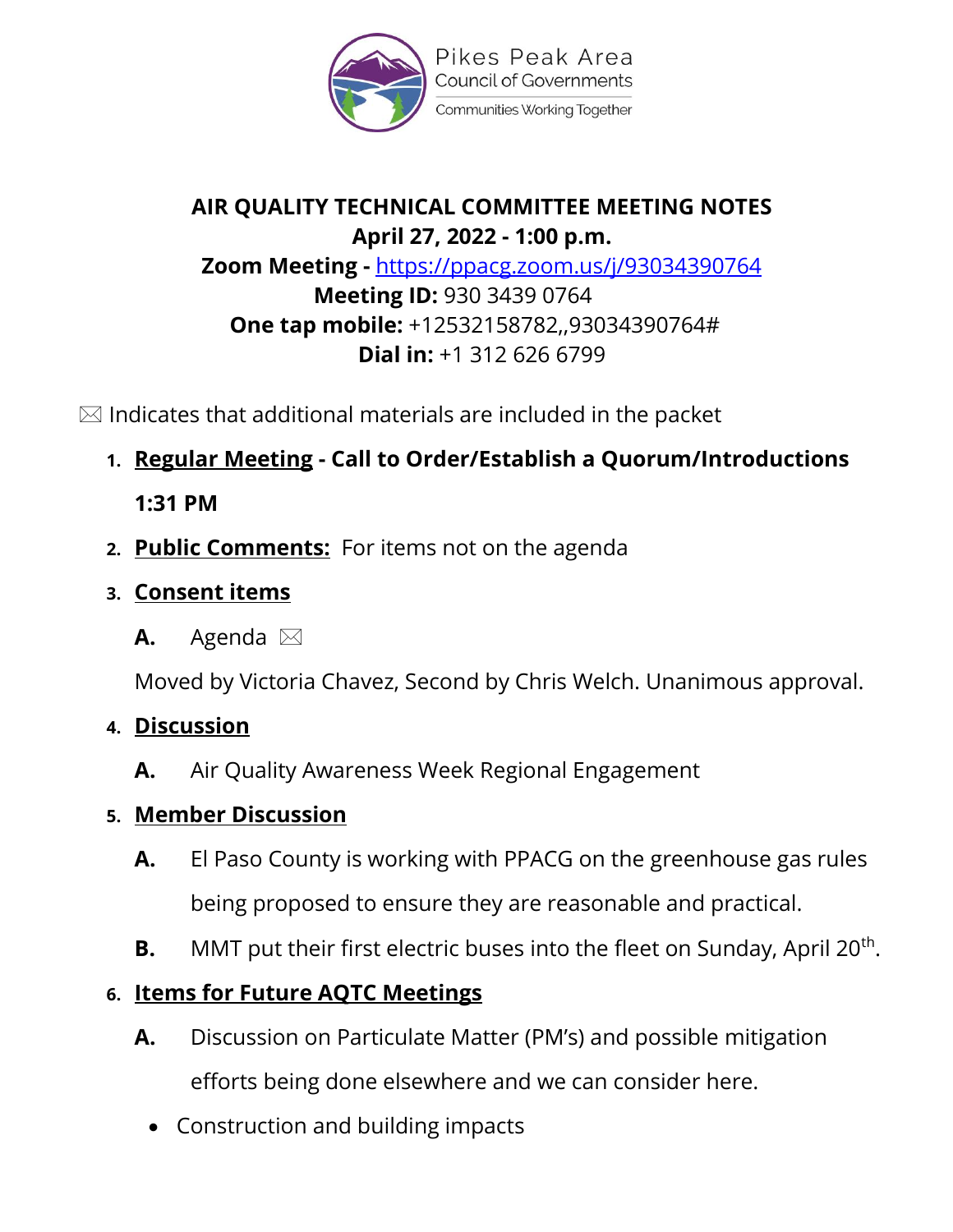Pikes Peak Area Council of Governments
Communities Working Together

# AIR QUALITY TECHNICAL COMMITTEE MEETING NOTES

**April 27, 2022 - 1:00 p.m.**

**Zoom Meeting -** https://ppacg.zoom.us/j/93034390764

**Meeting ID:** 930 3439 0764

**One tap mobile:** +12532158782,,93034390764#

**Dial in:** +1 312 626 6799

✉ Indicates that additional materials are included in the packet

1. **Regular Meeting - Call to Order/Establish a Quorum/Introductions**

   **1:31 PM**

2. **Public Comments:** For items not on the agenda

3. **Consent items**

   **A.** Agenda ✉

   Moved by Victoria Chavez, Second by Chris Welch. Unanimous approval.

4. **Discussion**

   **A.** Air Quality Awareness Week Regional Engagement

5. **Member Discussion**

   **A.** El Paso County is working with PPACG on the greenhouse gas rules being proposed to ensure they are reasonable and practical.

   **B.** MMT put their first electric buses into the fleet on Sunday, April 20th.

6. **Items for Future AQTC Meetings**

   **A.** Discussion on Particulate Matter (PM's) and possible mitigation efforts being done elsewhere and we can consider here.

   - Construction and building impacts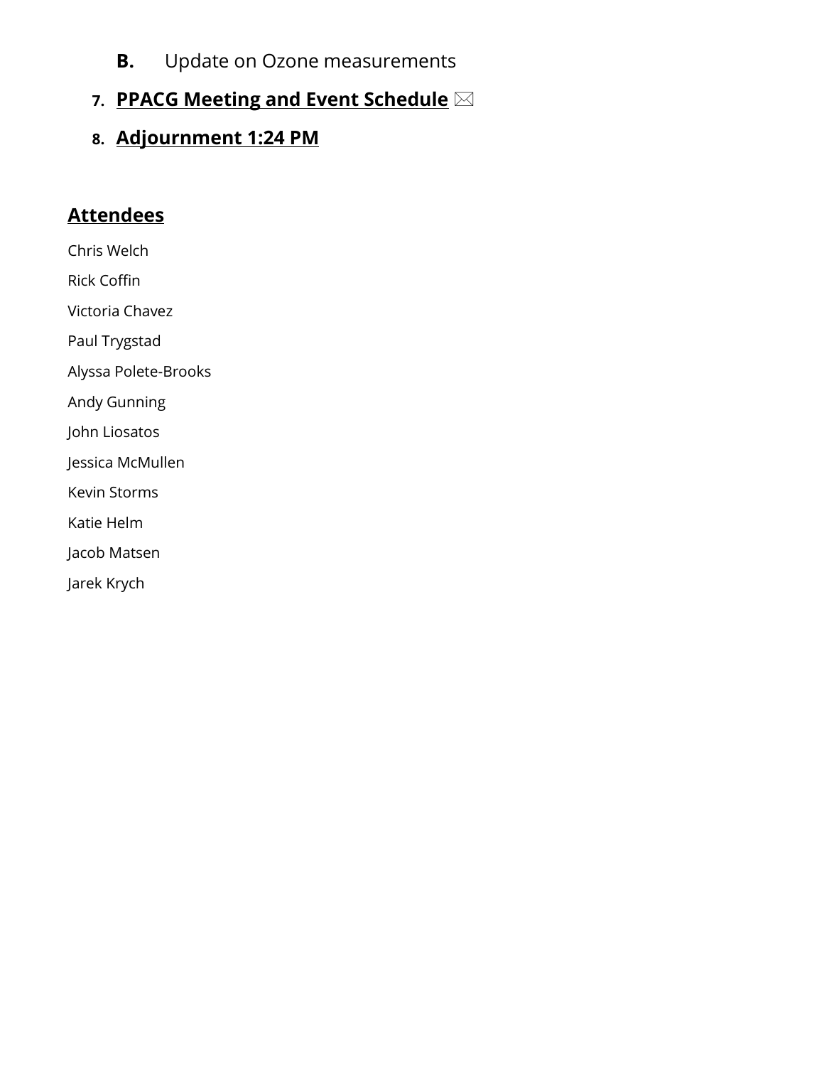**B.** Update on Ozone measurements

7. **PPACG Meeting and Event Schedule** ✉

8. **Adjournment 1:24 PM**

## Attendees

Chris Welch

Rick Coffin

Victoria Chavez

Paul Trygstad

Alyssa Polete-Brooks

Andy Gunning

John Liosatos

Jessica McMullen

Kevin Storms

Katie Helm

Jacob Matsen

Jarek Krych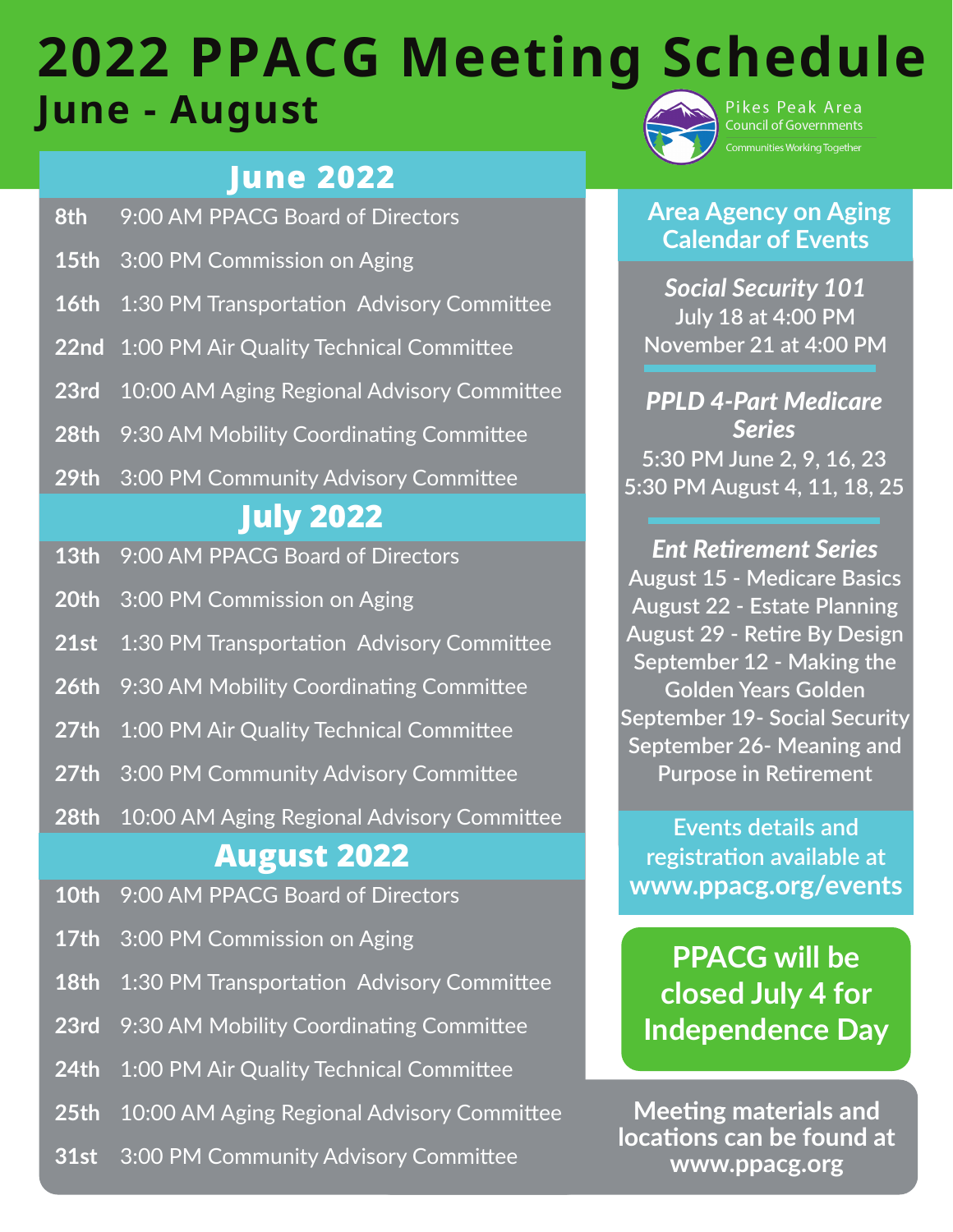# 2022 PPACG Meeting Schedule

## June - August

Pikes Peak Area Council of Governments
Communities Working Together

## June 2022

| | |
|---|---|
| **8th** | 9:00 AM PPACG Board of Directors |
| **15th** | 3:00 PM Commission on Aging |
| **16th** | 1:30 PM Transportation Advisory Committee |
| **22nd** | 1:00 PM Air Quality Technical Committee |
| **23rd** | 10:00 AM Aging Regional Advisory Committee |
| **28th** | 9:30 AM Mobility Coordinating Committee |
| **29th** | 3:00 PM Community Advisory Committee |

## July 2022

| | |
|---|---|
| **13th** | 9:00 AM PPACG Board of Directors |
| **20th** | 3:00 PM Commission on Aging |
| **21st** | 1:30 PM Transportation Advisory Committee |
| **26th** | 9:30 AM Mobility Coordinating Committee |
| **27th** | 1:00 PM Air Quality Technical Committee |
| **27th** | 3:00 PM Community Advisory Committee |
| **28th** | 10:00 AM Aging Regional Advisory Committee |

## August 2022

| | |
|---|---|
| **10th** | 9:00 AM PPACG Board of Directors |
| **17th** | 3:00 PM Commission on Aging |
| **18th** | 1:30 PM Transportation Advisory Committee |
| **23rd** | 9:30 AM Mobility Coordinating Committee |
| **24th** | 1:00 PM Air Quality Technical Committee |
| **25th** | 10:00 AM Aging Regional Advisory Committee |
| **31st** | 3:00 PM Community Advisory Committee |

## Area Agency on Aging Calendar of Events

***Social Security 101***
July 18 at 4:00 PM
November 21 at 4:00 PM

***PPLD 4-Part Medicare Series***
5:30 PM June 2, 9, 16, 23
5:30 PM August 4, 11, 18, 25

***Ent Retirement Series***
August 15 - Medicare Basics
August 22 - Estate Planning
August 29 - Retire By Design
September 12 - Making the Golden Years Golden
September 19- Social Security
September 26- Meaning and Purpose in Retirement

Events details and registration available at **www.ppacg.org/events**

**PPACG will be closed July 4 for Independence Day**

**Meeting materials and locations can be found at www.ppacg.org**